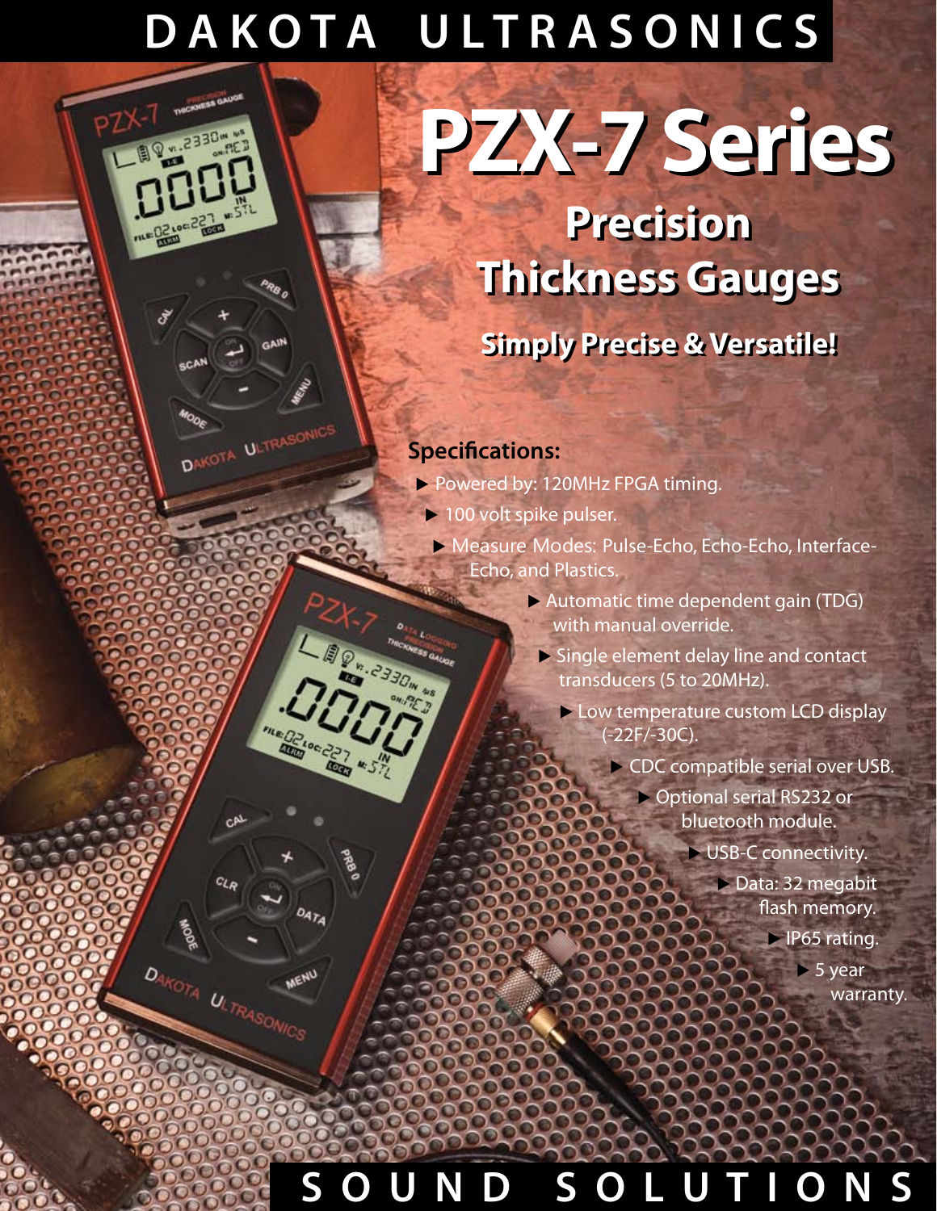# DAKOTA ULTRASONICS

# PZX-7 Series

## Precision Thickness Gauges

### Simply Precise & Versatile!

**Specifications:**

- Powered by: 120MHz FPGA timing.
- 100 volt spike pulser.
- Measure Modes: Pulse-Echo, Echo-Echo, Interface-Echo, and Plastics.
- Automatic time dependent gain (TDG) with manual override.
- Single element delay line and contact transducers (5 to 20MHz).
- Low temperature custom LCD display (-22F/-30C).
- CDC compatible serial over USB.
- Optional serial RS232 or bluetooth module.
- USB-C connectivity.
- Data: 32 megabit flash memory.
- IP65 rating.
- 5 year warranty.

**SOUND SOLUTIONS**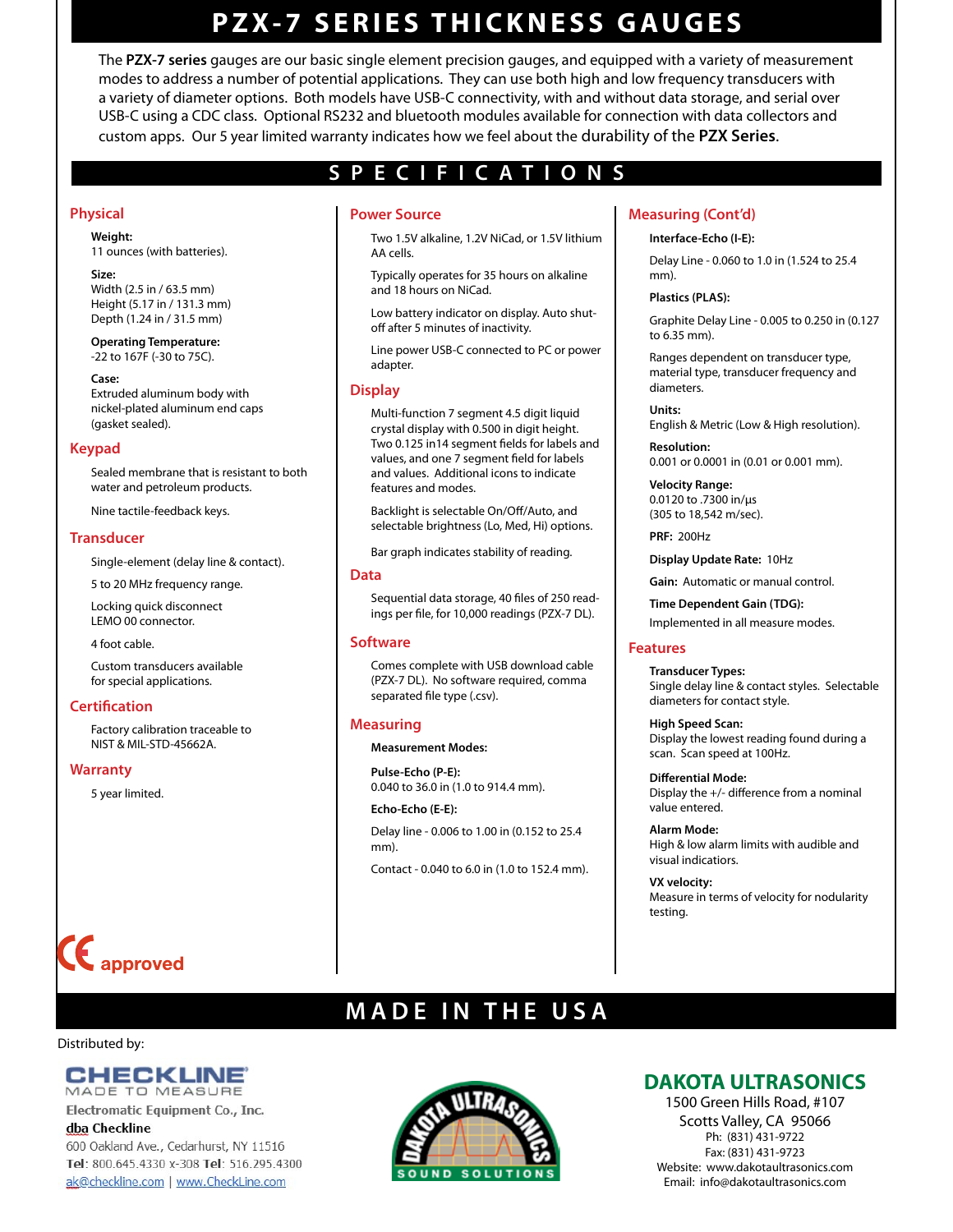# PZX-7 SERIES THICKNESS GAUGES

The **PZX-7 series** gauges are our basic single element precision gauges, and equipped with a variety of measurement modes to address a number of potential applications. They can use both high and low frequency transducers with a variety of diameter options. Both models have USB-C connectivity, with and without data storage, and serial over USB-C using a CDC class. Optional RS232 and bluetooth modules available for connection with data collectors and custom apps. Our 5 year limited warranty indicates how we feel about the durability of the **PZX Series**.

## SPECIFICATIONS

### Physical

**Weight:**
11 ounces (with batteries).

**Size:**
Width (2.5 in / 63.5 mm)
Height (5.17 in / 131.3 mm)
Depth (1.24 in / 31.5 mm)

**Operating Temperature:**
-22 to 167F (-30 to 75C).

**Case:**
Extruded aluminum body with nickel-plated aluminum end caps (gasket sealed).

### Keypad

Sealed membrane that is resistant to both water and petroleum products.

Nine tactile-feedback keys.

### Transducer

Single-element (delay line & contact).

5 to 20 MHz frequency range.

Locking quick disconnect LEMO 00 connector.

4 foot cable.

Custom transducers available for special applications.

### Certification

Factory calibration traceable to NIST & MIL-STD-45662A.

### Warranty

5 year limited.

### Power Source

Two 1.5V alkaline, 1.2V NiCad, or 1.5V lithium AA cells.

Typically operates for 35 hours on alkaline and 18 hours on NiCad.

Low battery indicator on display. Auto shut-off after 5 minutes of inactivity.

Line power USB-C connected to PC or power adapter.

### Display

Multi-function 7 segment 4.5 digit liquid crystal display with 0.500 in digit height. Two 0.125 in14 segment fields for labels and values, and one 7 segment field for labels and values. Additional icons to indicate features and modes.

Backlight is selectable On/Off/Auto, and selectable brightness (Lo, Med, Hi) options.

Bar graph indicates stability of reading.

### Data

Sequential data storage, 40 files of 250 readings per file, for 10,000 readings (PZX-7 DL).

### Software

Comes complete with USB download cable (PZX-7 DL). No software required, comma separated file type (.csv).

### Measuring

**Measurement Modes:**

**Pulse-Echo (P-E):**
0.040 to 36.0 in (1.0 to 914.4 mm).

**Echo-Echo (E-E):**

Delay line - 0.006 to 1.00 in (0.152 to 25.4 mm).

Contact - 0.040 to 6.0 in (1.0 to 152.4 mm).

### Measuring (Cont'd)

**Interface-Echo (I-E):**

Delay Line - 0.060 to 1.0 in (1.524 to 25.4 mm).

**Plastics (PLAS):**

Graphite Delay Line - 0.005 to 0.250 in (0.127 to 6.35 mm).

Ranges dependent on transducer type, material type, transducer frequency and diameters.

**Units:**
English & Metric (Low & High resolution).

**Resolution:**
0.001 or 0.0001 in (0.01 or 0.001 mm).

**Velocity Range:**
0.0120 to .7300 in/μs
(305 to 18,542 m/sec).

**PRF:** 200Hz

**Display Update Rate:** 10Hz

**Gain:** Automatic or manual control.

**Time Dependent Gain (TDG):**

Implemented in all measure modes.

### Features

**Transducer Types:**
Single delay line & contact styles. Selectable diameters for contact style.

**High Speed Scan:**
Display the lowest reading found during a scan. Scan speed at 100Hz.

**Differential Mode:**
Display the +/- difference from a nominal value entered.

**Alarm Mode:**
High & low alarm limits with audible and visual indicators.

**VX velocity:**
Measure in terms of velocity for nodularity testing.

CE approved

## MADE IN THE USA

Distributed by:

CHECKLINE
MADE TO MEASURE
Electromatic Equipment Co., Inc.
dba Checkline
600 Oakland Ave., Cedarhurst, NY 11516
**Tel**: 800.645.4330 x-308 **Tel**: 516.295.4300
ak@checkline.com | www.CheckLine.com

DAKOTA ULTRASONICS
SOUND SOLUTIONS

**DAKOTA ULTRASONICS**
1500 Green Hills Road, #107
Scotts Valley, CA 95066
Ph: (831) 431-9722
Fax: (831) 431-9723
Website: www.dakotaultrasonics.com
Email: info@dakotaultrasonics.com